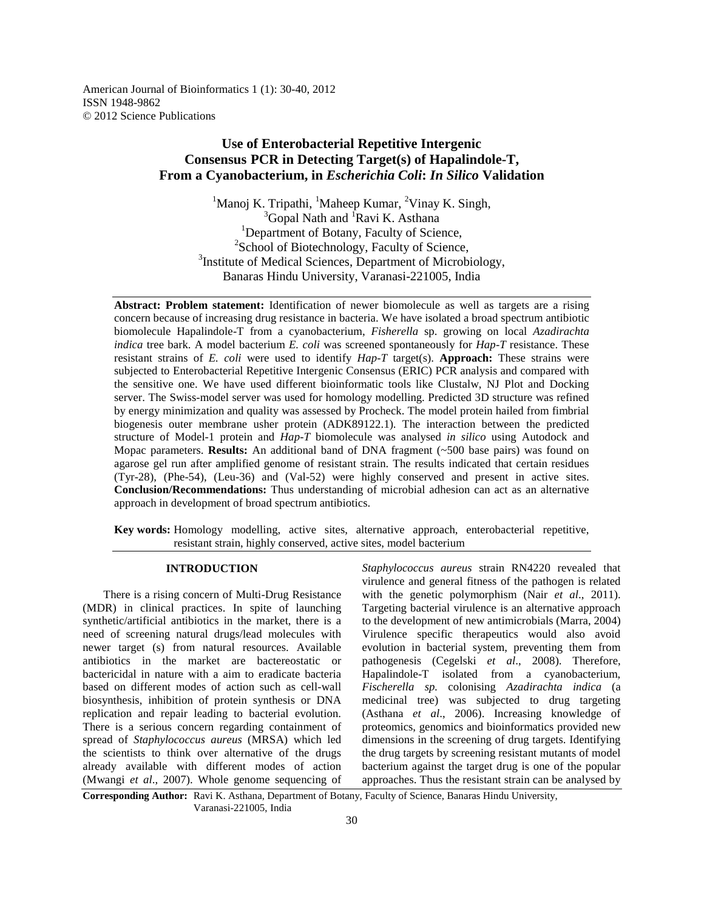American Journal of Bioinformatics 1 (1): 30-40, 2012
ISSN 1948-9862
© 2012 Science Publications

# Use of Enterobacterial Repetitive Intergenic Consensus PCR in Detecting Target(s) of Hapalindole-T, From a Cyanobacterium, in *Escherichia Coli*: *In Silico* Validation

[1]Manoj K. Tripathi, [1]Maheep Kumar, [2]Vinay K. Singh, [3]Gopal Nath and [1]Ravi K. Asthana

[1]Department of Botany, Faculty of Science,
[2]School of Biotechnology, Faculty of Science,
[3]Institute of Medical Sciences, Department of Microbiology,
Banaras Hindu University, Varanasi-221005, India

**Abstract: Problem statement:** Identification of newer biomolecule as well as targets are a rising concern because of increasing drug resistance in bacteria. We have isolated a broad spectrum antibiotic biomolecule Hapalindole-T from a cyanobacterium, *Fisherella* sp. growing on local *Azadirachta indica* tree bark. A model bacterium *E. coli* was screened spontaneously for *Hap-T* resistance. These resistant strains of *E. coli* were used to identify *Hap-T* target(s). **Approach:** These strains were subjected to Enterobacterial Repetitive Intergenic Consensus (ERIC) PCR analysis and compared with the sensitive one. We have used different bioinformatic tools like Clustalw, NJ Plot and Docking server. The Swiss-model server was used for homology modelling. Predicted 3D structure was refined by energy minimization and quality was assessed by Procheck. The model protein hailed from fimbrial biogenesis outer membrane usher protein (ADK89122.1). The interaction between the predicted structure of Model-1 protein and *Hap-T* biomolecule was analysed *in silico* using Autodock and Mopac parameters. **Results:** An additional band of DNA fragment (~500 base pairs) was found on agarose gel run after amplified genome of resistant strain. The results indicated that certain residues (Tyr-28), (Phe-54), (Leu-36) and (Val-52) were highly conserved and present in active sites. **Conclusion/Recommendations:** Thus understanding of microbial adhesion can act as an alternative approach in development of broad spectrum antibiotics.

**Key words:** Homology modelling, active sites, alternative approach, enterobacterial repetitive, resistant strain, highly conserved, active sites, model bacterium

## INTRODUCTION

There is a rising concern of Multi-Drug Resistance (MDR) in clinical practices. In spite of launching synthetic/artificial antibiotics in the market, there is a need of screening natural drugs/lead molecules with newer target (s) from natural resources. Available antibiotics in the market are bactereostatic or bactericidal in nature with a aim to eradicate bacteria based on different modes of action such as cell-wall biosynthesis, inhibition of protein synthesis or DNA replication and repair leading to bacterial evolution. There is a serious concern regarding containment of spread of *Staphylococcus aureus* (MRSA) which led the scientists to think over alternative of the drugs already available with different modes of action (Mwangi *et al*., 2007). Whole genome sequencing of *Staphylococcus aureus* strain RN4220 revealed that virulence and general fitness of the pathogen is related with the genetic polymorphism (Nair *et al*., 2011). Targeting bacterial virulence is an alternative approach to the development of new antimicrobials (Marra, 2004) Virulence specific therapeutics would also avoid evolution in bacterial system, preventing them from pathogenesis (Cegelski *et al*., 2008). Therefore, Hapalindole-T isolated from a cyanobacterium, *Fischerella sp.* colonising *Azadirachta indica* (a medicinal tree) was subjected to drug targeting (Asthana *et al*., 2006). Increasing knowledge of proteomics, genomics and bioinformatics provided new dimensions in the screening of drug targets. Identifying the drug targets by screening resistant mutants of model bacterium against the target drug is one of the popular approaches. Thus the resistant strain can be analysed by

**Corresponding Author:** Ravi K. Asthana, Department of Botany, Faculty of Science, Banaras Hindu University, Varanasi-221005, India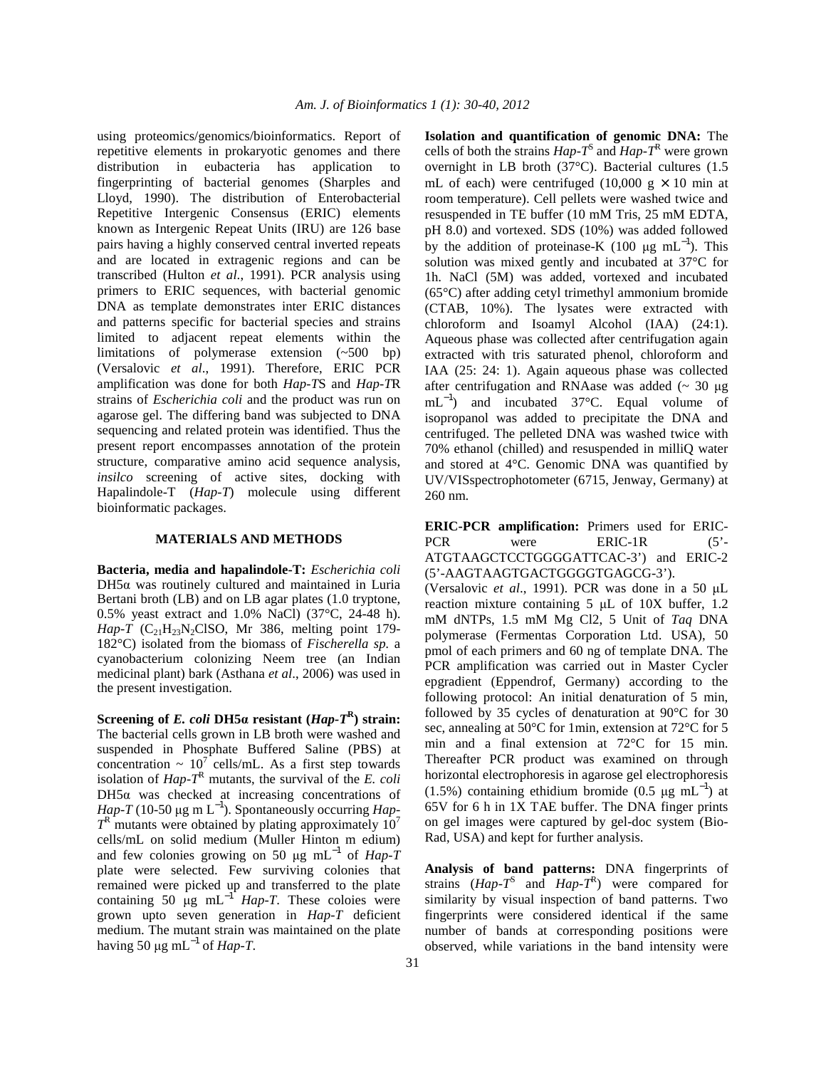using proteomics/genomics/bioinformatics. Report of repetitive elements in prokaryotic genomes and there distribution in eubacteria has application to fingerprinting of bacterial genomes (Sharples and Lloyd, 1990). The distribution of Enterobacterial Repetitive Intergenic Consensus (ERIC) elements known as Intergenic Repeat Units (IRU) are 126 base pairs having a highly conserved central inverted repeats and are located in extragenic regions and can be transcribed (Hulton *et al*., 1991). PCR analysis using primers to ERIC sequences, with bacterial genomic DNA as template demonstrates inter ERIC distances and patterns specific for bacterial species and strains limited to adjacent repeat elements within the limitations of polymerase extension (~500 bp) (Versalovic *et al*., 1991). Therefore, ERIC PCR amplification was done for both *Hap-T*S and *Hap-T*R strains of *Escherichia coli* and the product was run on agarose gel. The differing band was subjected to DNA sequencing and related protein was identified. Thus the present report encompasses annotation of the protein structure, comparative amino acid sequence analysis, *insilco* screening of active sites, docking with Hapalindole-T (*Hap-T*) molecule using different bioinformatic packages.

## MATERIALS AND METHODS

**Bacteria, media and hapalindole-T:** *Escherichia coli* DH5α was routinely cultured and maintained in Luria Bertani broth (LB) and on LB agar plates (1.0 tryptone, 0.5% yeast extract and 1.0% NaCl) (37°C, 24-48 h). *Hap-T* ($C_{21}H_{23}N_2ClSO$, Mr 386, melting point 179-182°C) isolated from the biomass of *Fischerella sp.* a cyanobacterium colonizing Neem tree (an Indian medicinal plant) bark (Asthana *et al*., 2006) was used in the present investigation.

**Screening of *E. coli* DH5α resistant (*Hap-T*$^R$) strain:** The bacterial cells grown in LB broth were washed and suspended in Phosphate Buffered Saline (PBS) at concentration ~ $10^7$ cells/mL. As a first step towards isolation of *Hap-T*$^R$ mutants, the survival of the *E. coli* DH5α was checked at increasing concentrations of *Hap-T* (10-50 μg m L$^{-1}$). Spontaneously occurring *Hap-T*$^R$ mutants were obtained by plating approximately $10^7$ cells/mL on solid medium (Muller Hinton m edium) and few colonies growing on 50 μg mL$^{-1}$ of *Hap-T* plate were selected. Few surviving colonies that remained were picked up and transferred to the plate containing 50 μg mL$^{-1}$ *Hap-T*. These coloies were grown upto seven generation in *Hap-T* deficient medium. The mutant strain was maintained on the plate having 50 μg mL$^{-1}$ of *Hap-T*.

**Isolation and quantification of genomic DNA:** The cells of both the strains *Hap-T*$^S$ and *Hap-T*$^R$ were grown overnight in LB broth (37°C). Bacterial cultures (1.5 mL of each) were centrifuged (10,000 g × 10 min at room temperature). Cell pellets were washed twice and resuspended in TE buffer (10 mM Tris, 25 mM EDTA, pH 8.0) and vortexed. SDS (10%) was added followed by the addition of proteinase-K (100 μg mL$^{-1}$). This solution was mixed gently and incubated at 37°C for 1h. NaCl (5M) was added, vortexed and incubated (65°C) after adding cetyl trimethyl ammonium bromide (CTAB, 10%). The lysates were extracted with chloroform and Isoamyl Alcohol (IAA) (24:1). Aqueous phase was collected after centrifugation again extracted with tris saturated phenol, chloroform and IAA (25: 24: 1). Again aqueous phase was collected after centrifugation and RNAase was added (~ 30 μg mL$^{-1}$) and incubated 37°C. Equal volume of isopropanol was added to precipitate the DNA and centrifuged. The pelleted DNA was washed twice with 70% ethanol (chilled) and resuspended in milliQ water and stored at 4°C. Genomic DNA was quantified by UV/VISspectrophotometer (6715, Jenway, Germany) at 260 nm.

**ERIC-PCR amplification:** Primers used for ERIC-PCR were ERIC-1R (5'-ATGTAAGCTCCTGGGGATTCAC-3') and ERIC-2 (5'-AAGTAAGTGACTGGGGTGAGCG-3').
(Versalovic *et al*., 1991). PCR was done in a 50 μL reaction mixture containing 5 μL of 10X buffer, 1.2 mM dNTPs, 1.5 mM Mg Cl2, 5 Unit of *Taq* DNA polymerase (Fermentas Corporation Ltd. USA), 50 pmol of each primers and 60 ng of template DNA. The PCR amplification was carried out in Master Cycler epgradient (Eppendrof, Germany) according to the following protocol: An initial denaturation of 5 min, followed by 35 cycles of denaturation at 90°C for 30 sec, annealing at 50°C for 1min, extension at 72°C for 5 min and a final extension at 72°C for 15 min. Thereafter PCR product was examined on through horizontal electrophoresis in agarose gel electrophoresis (1.5%) containing ethidium bromide (0.5 μg mL$^{-1}$) at 65V for 6 h in 1X TAE buffer. The DNA finger prints on gel images were captured by gel-doc system (Bio-Rad, USA) and kept for further analysis.

**Analysis of band patterns:** DNA fingerprints of strains (*Hap-T*$^S$ and *Hap-T*$^R$) were compared for similarity by visual inspection of band patterns. Two fingerprints were considered identical if the same number of bands at corresponding positions were observed, while variations in the band intensity were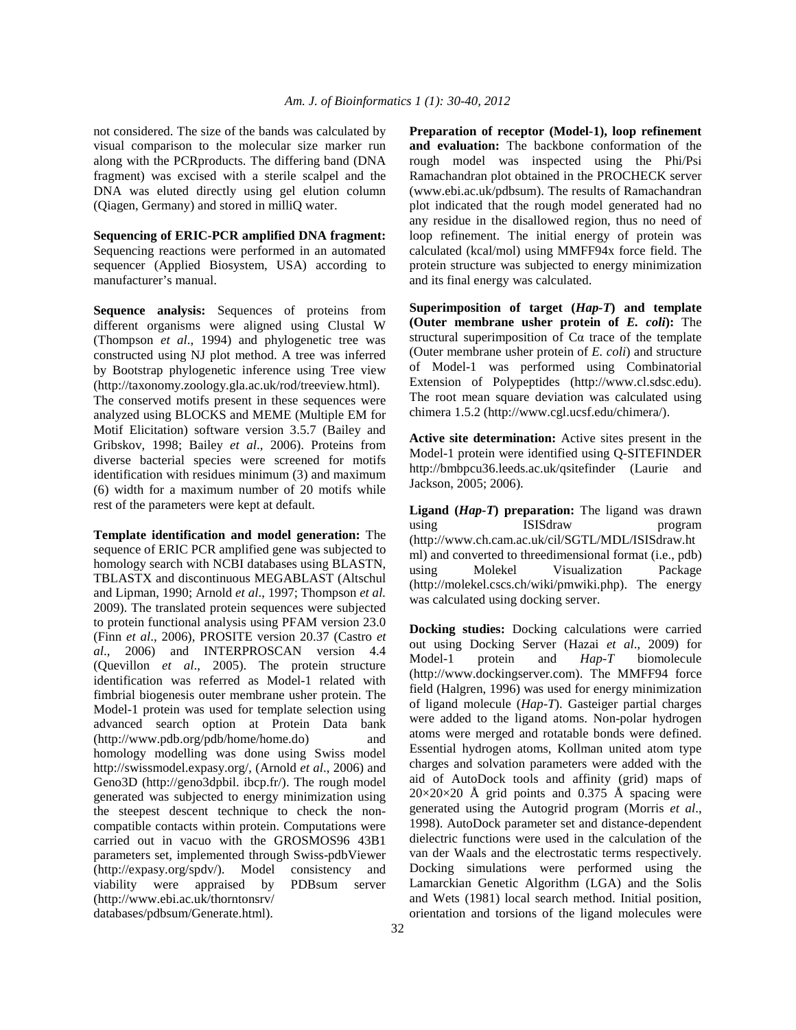not considered. The size of the bands was calculated by visual comparison to the molecular size marker run along with the PCRproducts. The differing band (DNA fragment) was excised with a sterile scalpel and the DNA was eluted directly using gel elution column (Qiagen, Germany) and stored in milliQ water.

**Sequencing of ERIC-PCR amplified DNA fragment:** Sequencing reactions were performed in an automated sequencer (Applied Biosystem, USA) according to manufacturer's manual.

**Sequence analysis:** Sequences of proteins from different organisms were aligned using Clustal W (Thompson *et al*., 1994) and phylogenetic tree was constructed using NJ plot method. A tree was inferred by Bootstrap phylogenetic inference using Tree view (http://taxonomy.zoology.gla.ac.uk/rod/treeview.html). The conserved motifs present in these sequences were analyzed using BLOCKS and MEME (Multiple EM for Motif Elicitation) software version 3.5.7 (Bailey and Gribskov, 1998; Bailey *et al*., 2006). Proteins from diverse bacterial species were screened for motifs identification with residues minimum (3) and maximum (6) width for a maximum number of 20 motifs while rest of the parameters were kept at default.

**Template identification and model generation:** The sequence of ERIC PCR amplified gene was subjected to homology search with NCBI databases using BLASTN, TBLASTX and discontinuous MEGABLAST (Altschul and Lipman, 1990; Arnold *et al*., 1997; Thompson *et al.* 2009). The translated protein sequences were subjected to protein functional analysis using PFAM version 23.0 (Finn *et al*., 2006), PROSITE version 20.37 (Castro *et al*., 2006) and INTERPROSCAN version 4.4 (Quevillon *et al*., 2005). The protein structure identification was referred as Model-1 related with fimbrial biogenesis outer membrane usher protein. The Model-1 protein was used for template selection using advanced search option at Protein Data bank (http://www.pdb.org/pdb/home/home.do) and homology modelling was done using Swiss model http://swissmodel.expasy.org/, (Arnold *et al*., 2006) and Geno3D (http://geno3dpbil. ibcp.fr/). The rough model generated was subjected to energy minimization using the steepest descent technique to check the non-compatible contacts within protein. Computations were carried out in vacuo with the GROSMOS96 43B1 parameters set, implemented through Swiss-pdbViewer (http://expasy.org/spdv/). Model consistency and viability were appraised by PDBsum server (http://www.ebi.ac.uk/thorntonsrv/ databases/pdbsum/Generate.html).

**Preparation of receptor (Model-1), loop refinement and evaluation:** The backbone conformation of the rough model was inspected using the Phi/Psi Ramachandran plot obtained in the PROCHECK server (www.ebi.ac.uk/pdbsum). The results of Ramachandran plot indicated that the rough model generated had no any residue in the disallowed region, thus no need of loop refinement. The initial energy of protein was calculated (kcal/mol) using MMFF94x force field. The protein structure was subjected to energy minimization and its final energy was calculated.

**Superimposition of target (*Hap-T*) and template (Outer membrane usher protein of *E. coli*):** The structural superimposition of Cα trace of the template (Outer membrane usher protein of *E. coli*) and structure of Model-1 was performed using Combinatorial Extension of Polypeptides (http://www.cl.sdsc.edu). The root mean square deviation was calculated using chimera 1.5.2 (http://www.cgl.ucsf.edu/chimera/).

**Active site determination:** Active sites present in the Model-1 protein were identified using Q-SITEFINDER http://bmbpcu36.leeds.ac.uk/qsitefinder (Laurie and Jackson, 2005; 2006).

**Ligand (*Hap-T*) preparation:** The ligand was drawn using ISISdraw program (http://www.ch.cam.ac.uk/cil/SGTL/MDL/ISISdraw.html) and converted to threedimensional format (i.e., pdb) using Molekel Visualization Package (http://molekel.cscs.ch/wiki/pmwiki.php). The energy was calculated using docking server.

**Docking studies:** Docking calculations were carried out using Docking Server (Hazai *et al*., 2009) for Model-1 protein and *Hap-T* biomolecule (http://www.dockingserver.com). The MMFF94 force field (Halgren, 1996) was used for energy minimization of ligand molecule (*Hap-T*). Gasteiger partial charges were added to the ligand atoms. Non-polar hydrogen atoms were merged and rotatable bonds were defined. Essential hydrogen atoms, Kollman united atom type charges and solvation parameters were added with the aid of AutoDock tools and affinity (grid) maps of 20×20×20 Å grid points and 0.375 Å spacing were generated using the Autogrid program (Morris *et al*., 1998). AutoDock parameter set and distance-dependent dielectric functions were used in the calculation of the van der Waals and the electrostatic terms respectively. Docking simulations were performed using the Lamarckian Genetic Algorithm (LGA) and the Solis and Wets (1981) local search method. Initial position, orientation and torsions of the ligand molecules were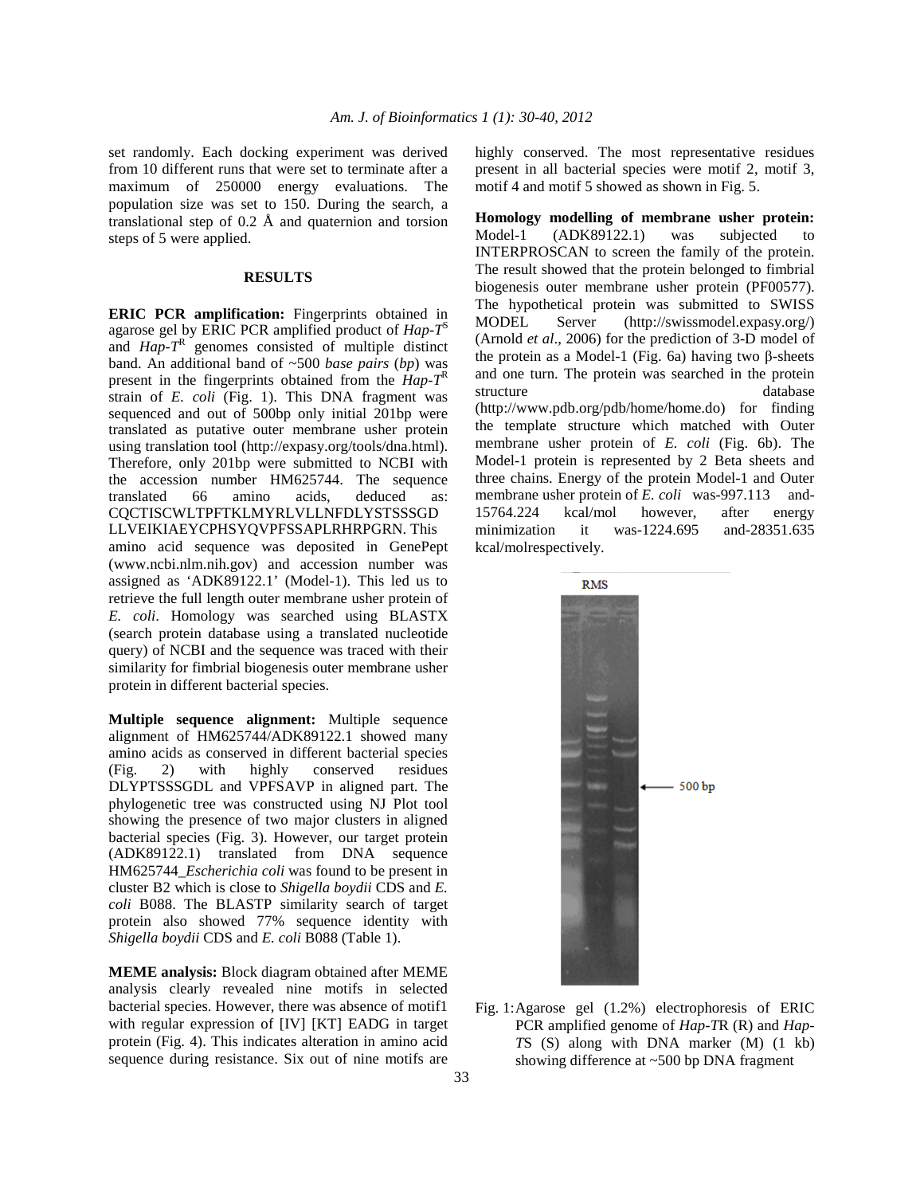set randomly. Each docking experiment was derived from 10 different runs that were set to terminate after a maximum of 250000 energy evaluations. The population size was set to 150. During the search, a translational step of 0.2 Å and quaternion and torsion steps of 5 were applied.

## RESULTS

**ERIC PCR amplification:** Fingerprints obtained in agarose gel by ERIC PCR amplified product of *Hap-T*$^S$ and *Hap-T*$^R$ genomes consisted of multiple distinct band. An additional band of ~500 *base pairs* (*bp*) was present in the fingerprints obtained from the *Hap-T*$^R$ strain of *E. coli* (Fig. 1). This DNA fragment was sequenced and out of 500bp only initial 201bp were translated as putative outer membrane usher protein using translation tool (http://expasy.org/tools/dna.html). Therefore, only 201bp were submitted to NCBI with the accession number HM625744. The sequence translated 66 amino acids, deduced as: CQCTISCWLTPFTKLMYRLVLLNFDLYSTSSSGD LLVEIKIAEYCPHSYQVPFSSAPLRHRPGRN. This amino acid sequence was deposited in GenePept (www.ncbi.nlm.nih.gov) and accession number was assigned as 'ADK89122.1' (Model-1). This led us to retrieve the full length outer membrane usher protein of *E. coli*. Homology was searched using BLASTX (search protein database using a translated nucleotide query) of NCBI and the sequence was traced with their similarity for fimbrial biogenesis outer membrane usher protein in different bacterial species.

**Multiple sequence alignment:** Multiple sequence alignment of HM625744/ADK89122.1 showed many amino acids as conserved in different bacterial species (Fig. 2) with highly conserved residues DLYPTSSSGDL and VPFSAVP in aligned part. The phylogenetic tree was constructed using NJ Plot tool showing the presence of two major clusters in aligned bacterial species (Fig. 3). However, our target protein (ADK89122.1) translated from DNA sequence HM625744_*Escherichia coli* was found to be present in cluster B2 which is close to *Shigella boydii* CDS and *E. coli* B088. The BLASTP similarity search of target protein also showed 77% sequence identity with *Shigella boydii* CDS and *E. coli* B088 (Table 1).

**MEME analysis:** Block diagram obtained after MEME analysis clearly revealed nine motifs in selected bacterial species. However, there was absence of motif1 with regular expression of [IV] [KT] EADG in target protein (Fig. 4). This indicates alteration in amino acid sequence during resistance. Six out of nine motifs are highly conserved. The most representative residues present in all bacterial species were motif 2, motif 3, motif 4 and motif 5 showed as shown in Fig. 5.

**Homology modelling of membrane usher protein:** Model-1 (ADK89122.1) was subjected to INTERPROSCAN to screen the family of the protein. The result showed that the protein belonged to fimbrial biogenesis outer membrane usher protein (PF00577). The hypothetical protein was submitted to SWISS MODEL Server (http://swissmodel.expasy.org/) (Arnold *et al*., 2006) for the prediction of 3-D model of the protein as a Model-1 (Fig. 6a) having two β-sheets and one turn. The protein was searched in the protein structure database (http://www.pdb.org/pdb/home/home.do) for finding the template structure which matched with Outer membrane usher protein of *E. coli* (Fig. 6b). The Model-1 protein is represented by 2 Beta sheets and three chains. Energy of the protein Model-1 and Outer membrane usher protein of *E. coli* was-997.113 and-15764.224 kcal/mol however, after energy minimization it was-1224.695 and-28351.635 kcal/molrespectively.

RMS

500 bp

Fig. 1: Agarose gel (1.2%) electrophoresis of ERIC PCR amplified genome of *Hap-T*R (R) and *Hap-T*S (S) along with DNA marker (M) (1 kb) showing difference at ~500 bp DNA fragment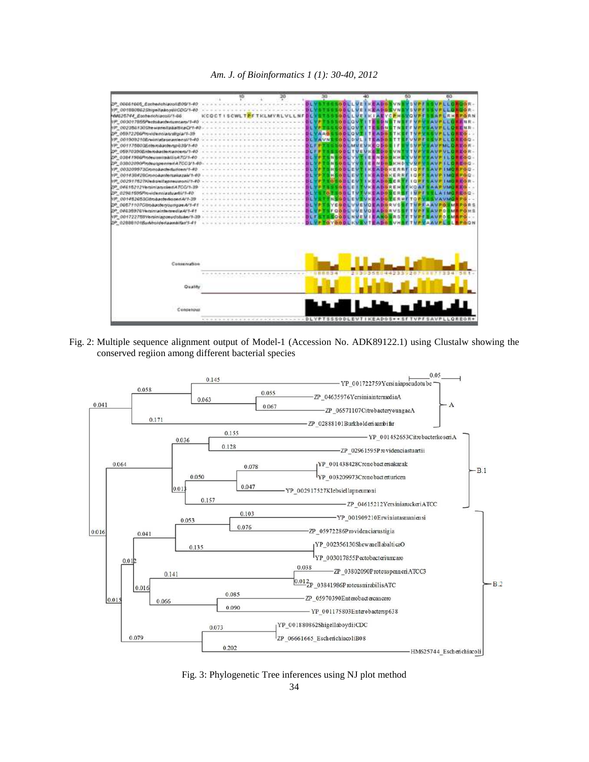Fig. 2: Multiple sequence alignment output of Model-1 (Accession No. ADK89122.1) using Clustalw showing the conserved regiion among different bacterial species

Fig. 3: Phylogenetic Tree inferences using NJ plot method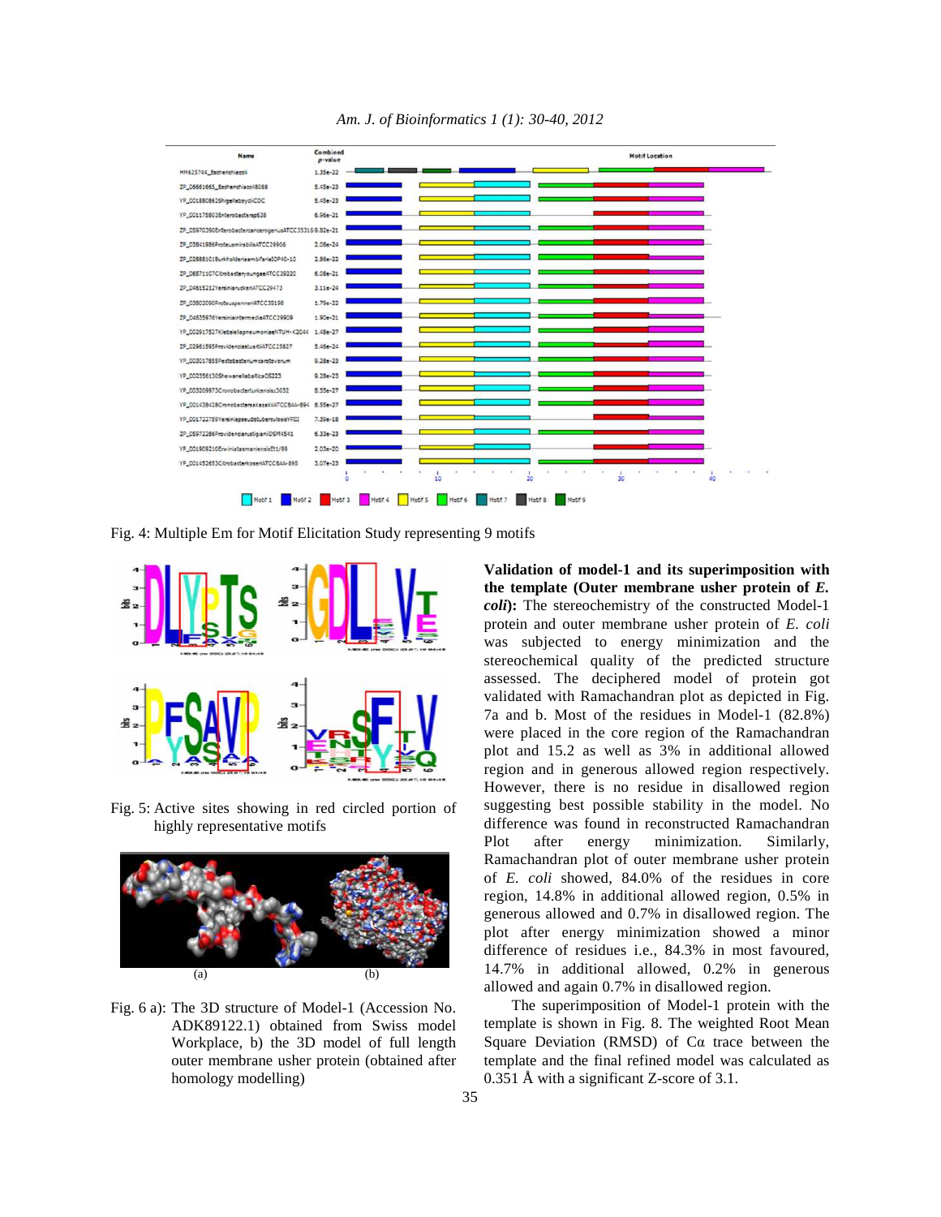Fig. 4: Multiple Em for Motif Elicitation Study representing 9 motifs

Fig. 5: Active sites showing in red circled portion of highly representative motifs

Fig. 6 a): The 3D structure of Model-1 (Accession No. ADK89122.1) obtained from Swiss model Workplace, b) the 3D model of full length outer membrane usher protein (obtained after homology modelling)

**Validation of model-1 and its superimposition with the template (Outer membrane usher protein of *E. coli*):** The stereochemistry of the constructed Model-1 protein and outer membrane usher protein of *E. coli* was subjected to energy minimization and the stereochemical quality of the predicted structure assessed. The deciphered model of protein got validated with Ramachandran plot as depicted in Fig. 7a and b. Most of the residues in Model-1 (82.8%) were placed in the core region of the Ramachandran plot and 15.2 as well as 3% in additional allowed region and in generous allowed region respectively. However, there is no residue in disallowed region suggesting best possible stability in the model. No difference was found in reconstructed Ramachandran Plot after energy minimization. Similarly, Ramachandran plot of outer membrane usher protein of *E. coli* showed, 84.0% of the residues in core region, 14.8% in additional allowed region, 0.5% in generous allowed and 0.7% in disallowed region. The plot after energy minimization showed a minor difference of residues i.e., 84.3% in most favoured, 14.7% in additional allowed, 0.2% in generous allowed and again 0.7% in disallowed region.

The superimposition of Model-1 protein with the template is shown in Fig. 8. The weighted Root Mean Square Deviation (RMSD) of Cα trace between the template and the final refined model was calculated as 0.351 Å with a significant Z-score of 3.1.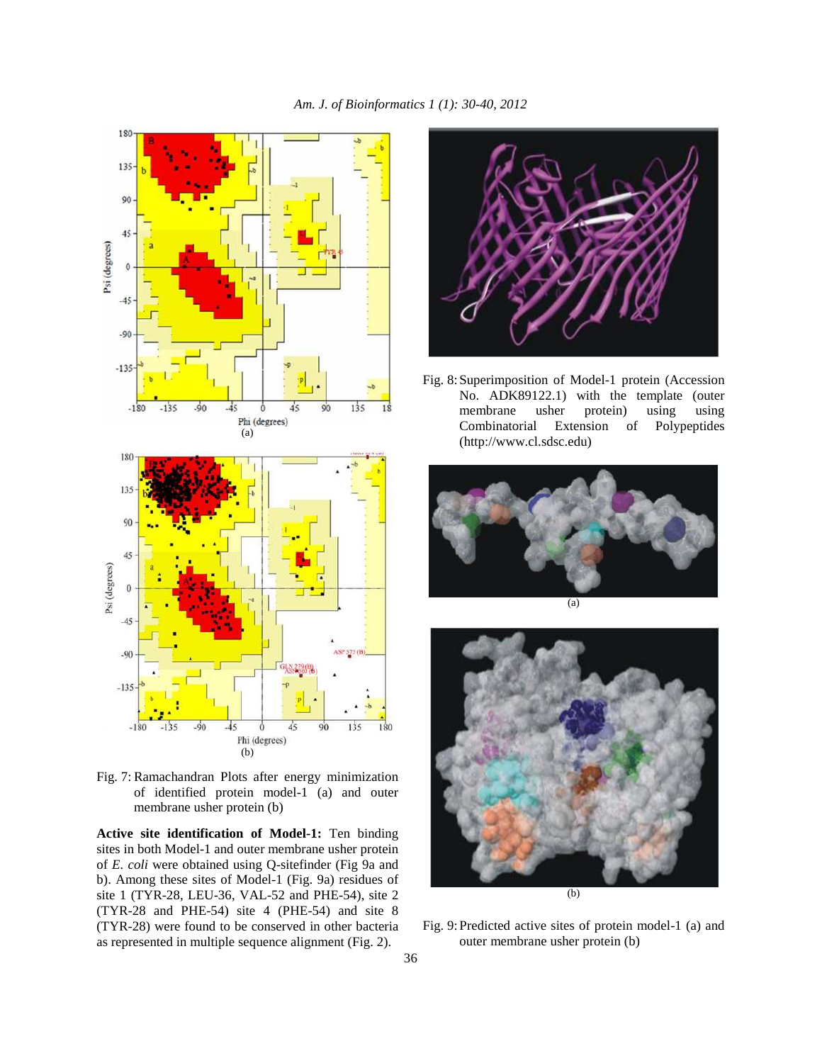Fig. 7: Ramachandran Plots after energy minimization of identified protein model-1 (a) and outer membrane usher protein (b)

**Active site identification of Model-1:** Ten binding sites in both Model-1 and outer membrane usher protein of *E. coli* were obtained using Q-sitefinder (Fig 9a and b). Among these sites of Model-1 (Fig. 9a) residues of site 1 (TYR-28, LEU-36, VAL-52 and PHE-54), site 2 (TYR-28 and PHE-54) site 4 (PHE-54) and site 8 (TYR-28) were found to be conserved in other bacteria as represented in multiple sequence alignment (Fig. 2).

Fig. 8: Superimposition of Model-1 protein (Accession No. ADK89122.1) with the template (outer membrane usher protein) using using Combinatorial Extension of Polypeptides (http://www.cl.sdsc.edu)

Fig. 9: Predicted active sites of protein model-1 (a) and outer membrane usher protein (b)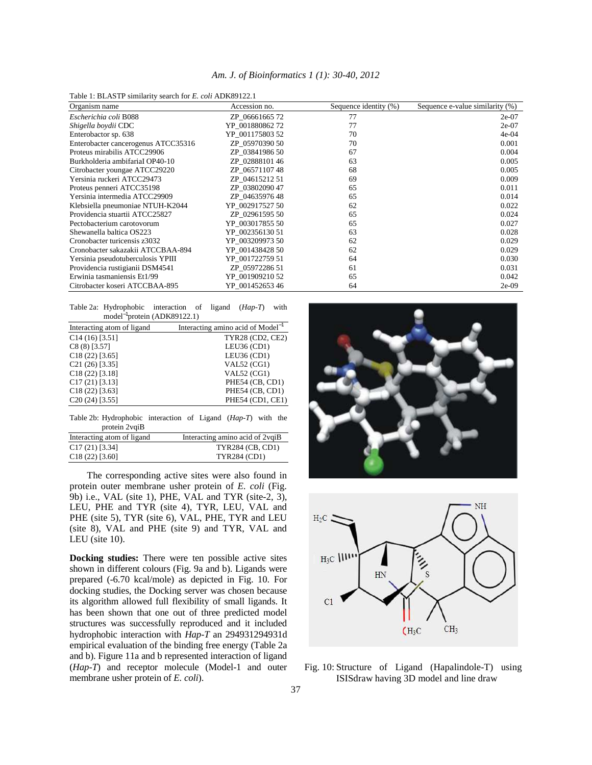Table 1: BLASTP similarity search for *E. coli* ADK89122.1

| Organism name | Accession no. | Sequence identity (%) | Sequence e-value similarity (%) |
|---|---|---|---|
| *Escherichia coli* B088 | ZP_06661665 72 | 77 | 2e-07 |
| *Shigella boydii* CDC | YP_001880862 72 | 77 | 2e-07 |
| Enterobactor sp. 638 | YP_001175803 52 | 70 | 4e-04 |
| Enterobacter cancerogenus ATCC35316 | ZP_05970390 50 | 70 | 0.001 |
| Proteus mirabilis ATCC29906 | ZP_03841986 50 | 67 | 0.004 |
| Burkholderia ambifarial OP40-10 | ZP_02888101 46 | 63 | 0.005 |
| Citrobacter youngae ATCC29220 | ZP_06571107 48 | 68 | 0.005 |
| Yersinia ruckeri ATCC29473 | ZP_04615212 51 | 69 | 0.009 |
| Proteus penneri ATCC35198 | ZP_03802090 47 | 65 | 0.011 |
| Yersinia intermedia ATCC29909 | ZP_04635976 48 | 65 | 0.014 |
| Klebsiella pneumoniae NTUH-K2044 | YP_002917527 50 | 62 | 0.022 |
| Providencia stuartii ATCC25827 | ZP_02961595 50 | 65 | 0.024 |
| Pectobacterium carotovorum | YP_003017855 50 | 65 | 0.027 |
| Shewanella baltica OS223 | YP_002356130 51 | 63 | 0.028 |
| Cronobacter turicensis z3032 | YP_003209973 50 | 62 | 0.029 |
| Cronobacter sakazakii ATCCBAA-894 | YP_001438428 50 | 62 | 0.029 |
| Yersinia pseudotuberculosis YPIII | YP_001722759 51 | 64 | 0.030 |
| Providencia rustigianii DSM4541 | ZP_05972286 51 | 61 | 0.031 |
| Erwinia tasmaniensis Et1/99 | YP_001909210 52 | 65 | 0.042 |
| Citrobacter koseri ATCCBAA-895 | YP_001452653 46 | 64 | 2e-09 |

Table 2a: Hydrophobic interaction of ligand (*Hap-T*) with model$^{-1}$protein (ADK89122.1)

| Interacting atom of ligand | Interacting amino acid of Model$^{-1}$ |
|---|---|
| C14 (16) [3.51] | TYR28 (CD2, CE2) |
| C8 (8) [3.57] | LEU36 (CD1) |
| C18 (22) [3.65] | LEU36 (CD1) |
| C21 (26) [3.35] | VAL52 (CG1) |
| C18 (22) [3.18] | VAL52 (CG1) |
| C17 (21) [3.13] | PHE54 (CB, CD1) |
| C18 (22) [3.63] | PHE54 (CB, CD1) |
| C20 (24) [3.55] | PHE54 (CD1, CE1) |

Table 2b: Hydrophobic interaction of Ligand (*Hap-T*) with the protein 2vqiB

| Interacting atom of ligand | Interacting amino acid of 2vqiB |
|---|---|
| C17 (21) [3.34] | TYR284 (CB, CD1) |
| C18 (22) [3.60] | TYR284 (CD1) |

The corresponding active sites were also found in protein outer membrane usher protein of *E. coli* (Fig. 9b) i.e., VAL (site 1), PHE, VAL and TYR (site-2, 3), LEU, PHE and TYR (site 4), TYR, LEU, VAL and PHE (site 5), TYR (site 6), VAL, PHE, TYR and LEU (site 8), VAL and PHE (site 9) and TYR, VAL and LEU (site 10).

**Docking studies:** There were ten possible active sites shown in different colours (Fig. 9a and b). Ligands were prepared (-6.70 kcal/mole) as depicted in Fig. 10. For docking studies, the Docking server was chosen because its algorithm allowed full flexibility of small ligands. It has been shown that one out of three predicted model structures was successfully reproduced and it included hydrophobic interaction with *Hap-T* an 294931294931d empirical evaluation of the binding free energy (Table 2a and b). Figure 11a and b represented interaction of ligand (*Hap-T*) and receptor molecule (Model-1 and outer membrane usher protein of *E. coli*).

Fig. 10: Structure of Ligand (Hapalindole-T) using ISISdraw having 3D model and line draw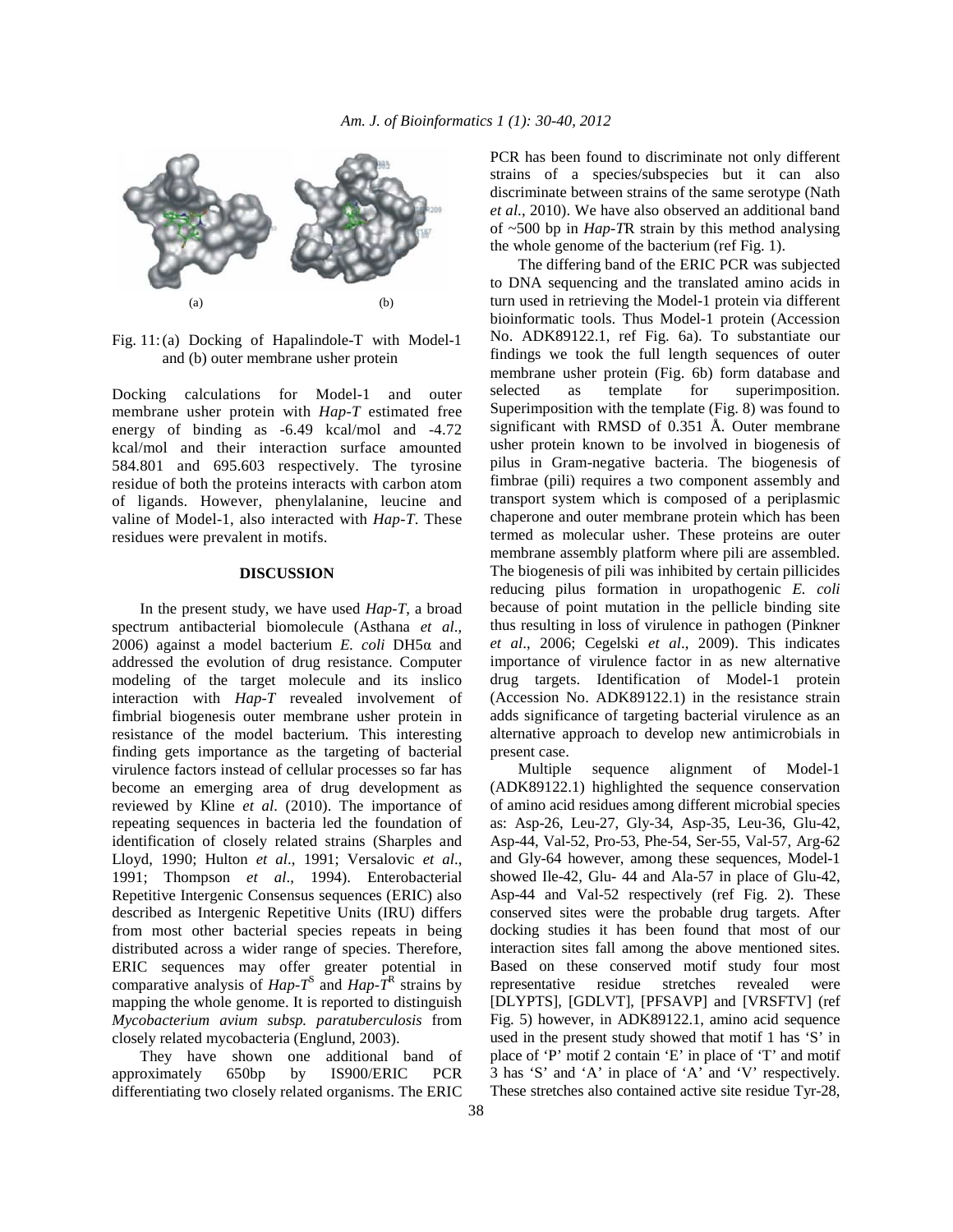(a) (b)

Fig. 11: (a) Docking of Hapalindole-T with Model-1 and (b) outer membrane usher protein

Docking calculations for Model-1 and outer membrane usher protein with *Hap-T* estimated free energy of binding as -6.49 kcal/mol and -4.72 kcal/mol and their interaction surface amounted 584.801 and 695.603 respectively. The tyrosine residue of both the proteins interacts with carbon atom of ligands. However, phenylalanine, leucine and valine of Model-1, also interacted with *Hap-T*. These residues were prevalent in motifs.

## DISCUSSION

In the present study, we have used *Hap-T*, a broad spectrum antibacterial biomolecule (Asthana *et al*., 2006) against a model bacterium *E. coli* DH5α and addressed the evolution of drug resistance. Computer modeling of the target molecule and its inslico interaction with *Hap-T* revealed involvement of fimbrial biogenesis outer membrane usher protein in resistance of the model bacterium. This interesting finding gets importance as the targeting of bacterial virulence factors instead of cellular processes so far has become an emerging area of drug development as reviewed by Kline *et al*. (2010). The importance of repeating sequences in bacteria led the foundation of identification of closely related strains (Sharples and Lloyd, 1990; Hulton *et al*., 1991; Versalovic *et al*., 1991; Thompson *et al*., 1994). Enterobacterial Repetitive Intergenic Consensus sequences (ERIC) also described as Intergenic Repetitive Units (IRU) differs from most other bacterial species repeats in being distributed across a wider range of species. Therefore, ERIC sequences may offer greater potential in comparative analysis of *Hap-T*$^{S}$ and *Hap-T*$^{R}$ strains by mapping the whole genome. It is reported to distinguish *Mycobacterium avium subsp. paratuberculosis* from closely related mycobacteria (Englund, 2003).

They have shown one additional band of approximately 650bp by IS900/ERIC PCR differentiating two closely related organisms. The ERIC PCR has been found to discriminate not only different strains of a species/subspecies but it can also discriminate between strains of the same serotype (Nath *et al*., 2010). We have also observed an additional band of ~500 bp in *Hap-T*R strain by this method analysing the whole genome of the bacterium (ref Fig. 1).

The differing band of the ERIC PCR was subjected to DNA sequencing and the translated amino acids in turn used in retrieving the Model-1 protein via different bioinformatic tools. Thus Model-1 protein (Accession No. ADK89122.1, ref Fig. 6a). To substantiate our findings we took the full length sequences of outer membrane usher protein (Fig. 6b) form database and selected as template for superimposition. Superimposition with the template (Fig. 8) was found to significant with RMSD of 0.351 Å. Outer membrane usher protein known to be involved in biogenesis of pilus in Gram-negative bacteria. The biogenesis of fimbrae (pili) requires a two component assembly and transport system which is composed of a periplasmic chaperone and outer membrane protein which has been termed as molecular usher. These proteins are outer membrane assembly platform where pili are assembled. The biogenesis of pili was inhibited by certain pillicides reducing pilus formation in uropathogenic *E. coli* because of point mutation in the pellicle binding site thus resulting in loss of virulence in pathogen (Pinkner *et al*., 2006; Cegelski *et al*., 2009). This indicates importance of virulence factor in as new alternative drug targets. Identification of Model-1 protein (Accession No. ADK89122.1) in the resistance strain adds significance of targeting bacterial virulence as an alternative approach to develop new antimicrobials in present case.

Multiple sequence alignment of Model-1 (ADK89122.1) highlighted the sequence conservation of amino acid residues among different microbial species as: Asp-26, Leu-27, Gly-34, Asp-35, Leu-36, Glu-42, Asp-44, Val-52, Pro-53, Phe-54, Ser-55, Val-57, Arg-62 and Gly-64 however, among these sequences, Model-1 showed Ile-42, Glu- 44 and Ala-57 in place of Glu-42, Asp-44 and Val-52 respectively (ref Fig. 2). These conserved sites were the probable drug targets. After docking studies it has been found that most of our interaction sites fall among the above mentioned sites. Based on these conserved motif study four most representative residue stretches revealed were [DLYPTS], [GDLVT], [PFSAVP] and [VRSFTV] (ref Fig. 5) however, in ADK89122.1, amino acid sequence used in the present study showed that motif 1 has 'S' in place of 'P' motif 2 contain 'E' in place of 'T' and motif 3 has 'S' and 'A' in place of 'A' and 'V' respectively. These stretches also contained active site residue Tyr-28,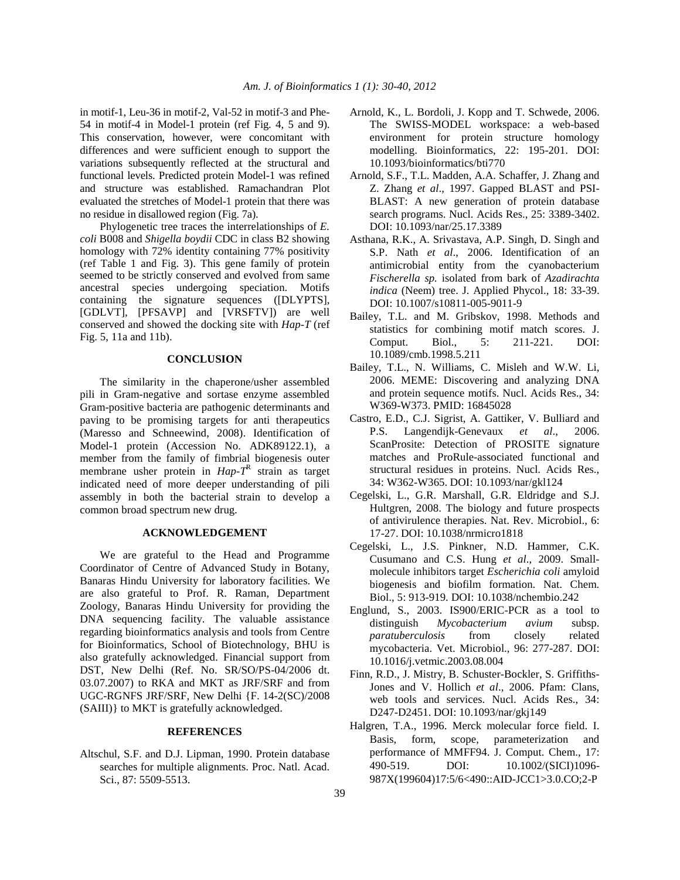in motif-1, Leu-36 in motif-2, Val-52 in motif-3 and Phe-54 in motif-4 in Model-1 protein (ref Fig. 4, 5 and 9). This conservation, however, were concomitant with differences and were sufficient enough to support the variations subsequently reflected at the structural and functional levels. Predicted protein Model-1 was refined and structure was established. Ramachandran Plot evaluated the stretches of Model-1 protein that there was no residue in disallowed region (Fig. 7a).

Phylogenetic tree traces the interrelationships of *E. coli* B008 and *Shigella boydii* CDC in class B2 showing homology with 72% identity containing 77% positivity (ref Table 1 and Fig. 3). This gene family of protein seemed to be strictly conserved and evolved from same ancestral species undergoing speciation. Motifs containing the signature sequences ([DLYPTS], [GDLVT], [PFSAVP] and [VRSFTV]) are well conserved and showed the docking site with *Hap-T* (ref Fig. 5, 11a and 11b).

## CONCLUSION

The similarity in the chaperone/usher assembled pili in Gram-negative and sortase enzyme assembled Gram-positive bacteria are pathogenic determinants and paving to be promising targets for anti therapeutics (Maresso and Schneewind, 2008). Identification of Model-1 protein (Accession No. ADK89122.1), a member from the family of fimbrial biogenesis outer membrane usher protein in *Hap-T*$^R$ strain as target indicated need of more deeper understanding of pili assembly in both the bacterial strain to develop a common broad spectrum new drug.

## ACKNOWLEDGEMENT

We are grateful to the Head and Programme Coordinator of Centre of Advanced Study in Botany, Banaras Hindu University for laboratory facilities. We are also grateful to Prof. R. Raman, Department Zoology, Banaras Hindu University for providing the DNA sequencing facility. The valuable assistance regarding bioinformatics analysis and tools from Centre for Bioinformatics, School of Biotechnology, BHU is also gratefully acknowledged. Financial support from DST, New Delhi (Ref. No. SR/SO/PS-04/2006 dt. 03.07.2007) to RKA and MKT as JRF/SRF and from UGC-RGNFS JRF/SRF, New Delhi {F. 14-2(SC)/2008 (SAIII)} to MKT is gratefully acknowledged.

## REFERENCES

Altschul, S.F. and D.J. Lipman, 1990. Protein database searches for multiple alignments. Proc. Natl. Acad. Sci., 87: 5509-5513.

Arnold, K., L. Bordoli, J. Kopp and T. Schwede, 2006. The SWISS-MODEL workspace: a web-based environment for protein structure homology modelling. Bioinformatics, 22: 195-201. DOI: 10.1093/bioinformatics/bti770

Arnold, S.F., T.L. Madden, A.A. Schaffer, J. Zhang and Z. Zhang *et al*., 1997. Gapped BLAST and PSI-BLAST: A new generation of protein database search programs. Nucl. Acids Res., 25: 3389-3402. DOI: 10.1093/nar/25.17.3389

Asthana, R.K., A. Srivastava, A.P. Singh, D. Singh and S.P. Nath *et al*., 2006. Identification of an antimicrobial entity from the cyanobacterium *Fischerella sp.* isolated from bark of *Azadirachta indica* (Neem) tree. J. Applied Phycol., 18: 33-39. DOI: 10.1007/s10811-005-9011-9

Bailey, T.L. and M. Gribskov, 1998. Methods and statistics for combining motif match scores. J. Comput. Biol., 5: 211-221. DOI: 10.1089/cmb.1998.5.211

Bailey, T.L., N. Williams, C. Misleh and W.W. Li, 2006. MEME: Discovering and analyzing DNA and protein sequence motifs. Nucl. Acids Res., 34: W369-W373. PMID: 16845028

Castro, E.D., C.J. Sigrist, A. Gattiker, V. Bulliard and P.S. Langendijk-Genevaux *et al*., 2006. ScanProsite: Detection of PROSITE signature matches and ProRule-associated functional and structural residues in proteins. Nucl. Acids Res., 34: W362-W365. DOI: 10.1093/nar/gkl124

Cegelski, L., G.R. Marshall, G.R. Eldridge and S.J. Hultgren, 2008. The biology and future prospects of antivirulence therapies. Nat. Rev. Microbiol., 6: 17-27. DOI: 10.1038/nrmicro1818

Cegelski, L., J.S. Pinkner, N.D. Hammer, C.K. Cusumano and C.S. Hung *et al*., 2009. Small-molecule inhibitors target *Escherichia coli* amyloid biogenesis and biofilm formation. Nat. Chem. Biol., 5: 913-919. DOI: 10.1038/nchembio.242

Englund, S., 2003. IS900/ERIC-PCR as a tool to distinguish *Mycobacterium avium* subsp. *paratuberculosis* from closely related mycobacteria. Vet. Microbiol., 96: 277-287. DOI: 10.1016/j.vetmic.2003.08.004

Finn, R.D., J. Mistry, B. Schuster-Bockler, S. Griffiths-Jones and V. Hollich *et al*., 2006. Pfam: Clans, web tools and services. Nucl. Acids Res., 34: D247-D2451. DOI: 10.1093/nar/gkj149

Halgren, T.A., 1996. Merck molecular force field. I. Basis, form, scope, parameterization and performance of MMFF94. J. Comput. Chem., 17: 490-519. DOI: 10.1002/(SICI)1096-987X(199604)17:5/6<490::AID-JCC1>3.0.CO;2-P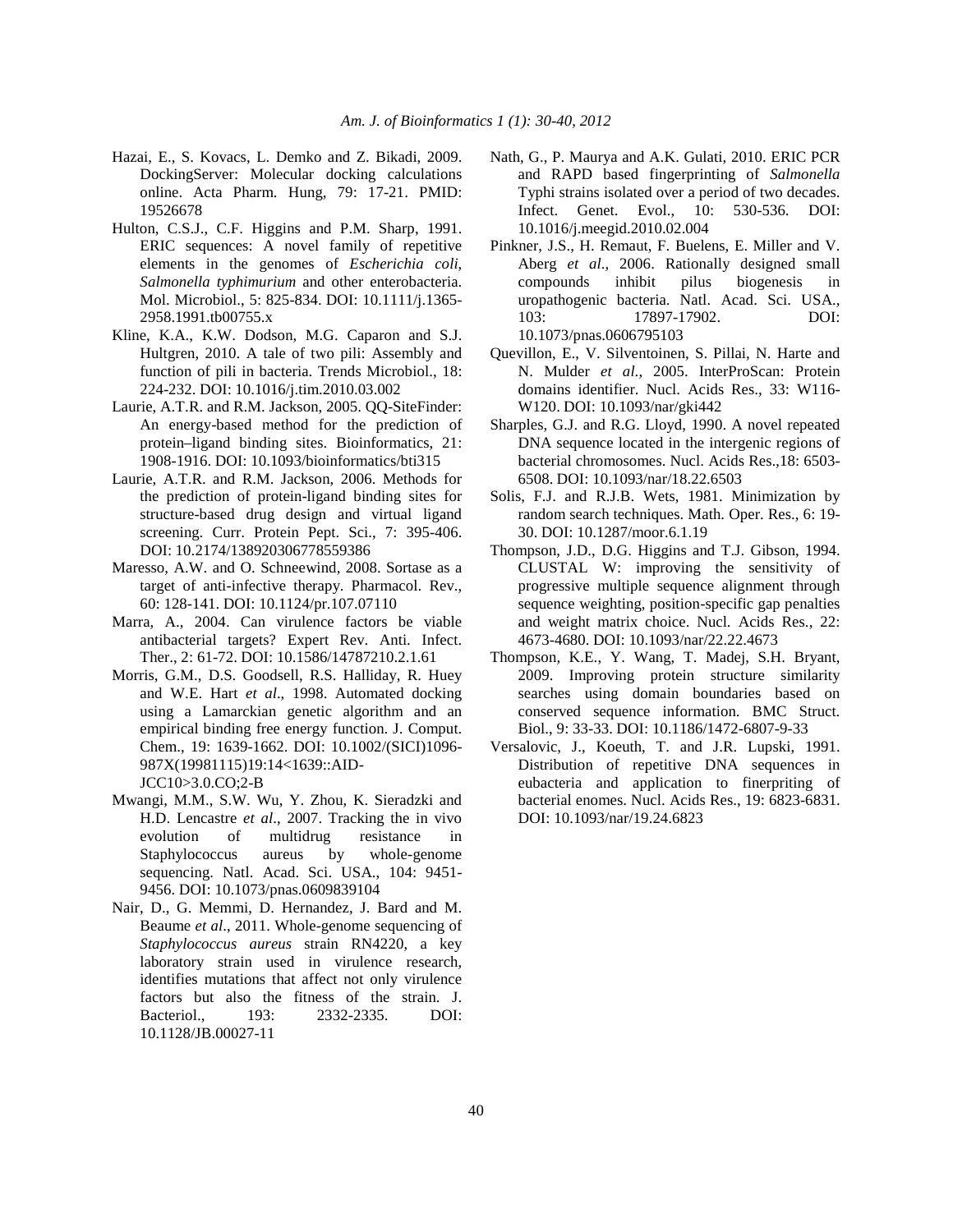Hazai, E., S. Kovacs, L. Demko and Z. Bikadi, 2009. DockingServer: Molecular docking calculations online. Acta Pharm. Hung, 79: 17-21. PMID: 19526678

Hulton, C.S.J., C.F. Higgins and P.M. Sharp, 1991. ERIC sequences: A novel family of repetitive elements in the genomes of *Escherichia coli*, *Salmonella typhimurium* and other enterobacteria. Mol. Microbiol., 5: 825-834. DOI: 10.1111/j.1365-2958.1991.tb00755.x

Kline, K.A., K.W. Dodson, M.G. Caparon and S.J. Hultgren, 2010. A tale of two pili: Assembly and function of pili in bacteria. Trends Microbiol., 18: 224-232. DOI: 10.1016/j.tim.2010.03.002

Laurie, A.T.R. and R.M. Jackson, 2005. QQ-SiteFinder: An energy-based method for the prediction of protein–ligand binding sites. Bioinformatics, 21: 1908-1916. DOI: 10.1093/bioinformatics/bti315

Laurie, A.T.R. and R.M. Jackson, 2006. Methods for the prediction of protein-ligand binding sites for structure-based drug design and virtual ligand screening. Curr. Protein Pept. Sci., 7: 395-406. DOI: 10.2174/138920306778559386

Maresso, A.W. and O. Schneewind, 2008. Sortase as a target of anti-infective therapy. Pharmacol. Rev., 60: 128-141. DOI: 10.1124/pr.107.07110

Marra, A., 2004. Can virulence factors be viable antibacterial targets? Expert Rev. Anti. Infect. Ther., 2: 61-72. DOI: 10.1586/14787210.2.1.61

Morris, G.M., D.S. Goodsell, R.S. Halliday, R. Huey and W.E. Hart *et al*., 1998. Automated docking using a Lamarckian genetic algorithm and an empirical binding free energy function. J. Comput. Chem., 19: 1639-1662. DOI: 10.1002/(SICI)1096-987X(19981115)19:14<1639::AID-JCC10>3.0.CO;2-B

Mwangi, M.M., S.W. Wu, Y. Zhou, K. Sieradzki and H.D. Lencastre *et al*., 2007. Tracking the in vivo evolution of multidrug resistance in Staphylococcus aureus by whole-genome sequencing. Natl. Acad. Sci. USA., 104: 9451-9456. DOI: 10.1073/pnas.0609839104

Nair, D., G. Memmi, D. Hernandez, J. Bard and M. Beaume *et al*., 2011. Whole-genome sequencing of *Staphylococcus aureus* strain RN4220, a key laboratory strain used in virulence research, identifies mutations that affect not only virulence factors but also the fitness of the strain. J. Bacteriol., 193: 2332-2335. DOI: 10.1128/JB.00027-11

Nath, G., P. Maurya and A.K. Gulati, 2010. ERIC PCR and RAPD based fingerprinting of *Salmonella* Typhi strains isolated over a period of two decades. Infect. Genet. Evol., 10: 530-536. DOI: 10.1016/j.meegid.2010.02.004

Pinkner, J.S., H. Remaut, F. Buelens, E. Miller and V. Aberg *et al*., 2006. Rationally designed small compounds inhibit pilus biogenesis in uropathogenic bacteria. Natl. Acad. Sci. USA., 103: 17897-17902. DOI: 10.1073/pnas.0606795103

Quevillon, E., V. Silventoinen, S. Pillai, N. Harte and N. Mulder *et al*., 2005. InterProScan: Protein domains identifier. Nucl. Acids Res., 33: W116-W120. DOI: 10.1093/nar/gki442

Sharples, G.J. and R.G. Lloyd, 1990. A novel repeated DNA sequence located in the intergenic regions of bacterial chromosomes. Nucl. Acids Res.,18: 6503-6508. DOI: 10.1093/nar/18.22.6503

Solis, F.J. and R.J.B. Wets, 1981. Minimization by random search techniques. Math. Oper. Res., 6: 19-30. DOI: 10.1287/moor.6.1.19

Thompson, J.D., D.G. Higgins and T.J. Gibson, 1994. CLUSTAL W: improving the sensitivity of progressive multiple sequence alignment through sequence weighting, position-specific gap penalties and weight matrix choice. Nucl. Acids Res., 22: 4673-4680. DOI: 10.1093/nar/22.22.4673

Thompson, K.E., Y. Wang, T. Madej, S.H. Bryant, 2009. Improving protein structure similarity searches using domain boundaries based on conserved sequence information. BMC Struct. Biol., 9: 33-33. DOI: 10.1186/1472-6807-9-33

Versalovic, J., Koeuth, T. and J.R. Lupski, 1991. Distribution of repetitive DNA sequences in eubacteria and application to finerpriting of bacterial enomes. Nucl. Acids Res., 19: 6823-6831. DOI: 10.1093/nar/19.24.6823